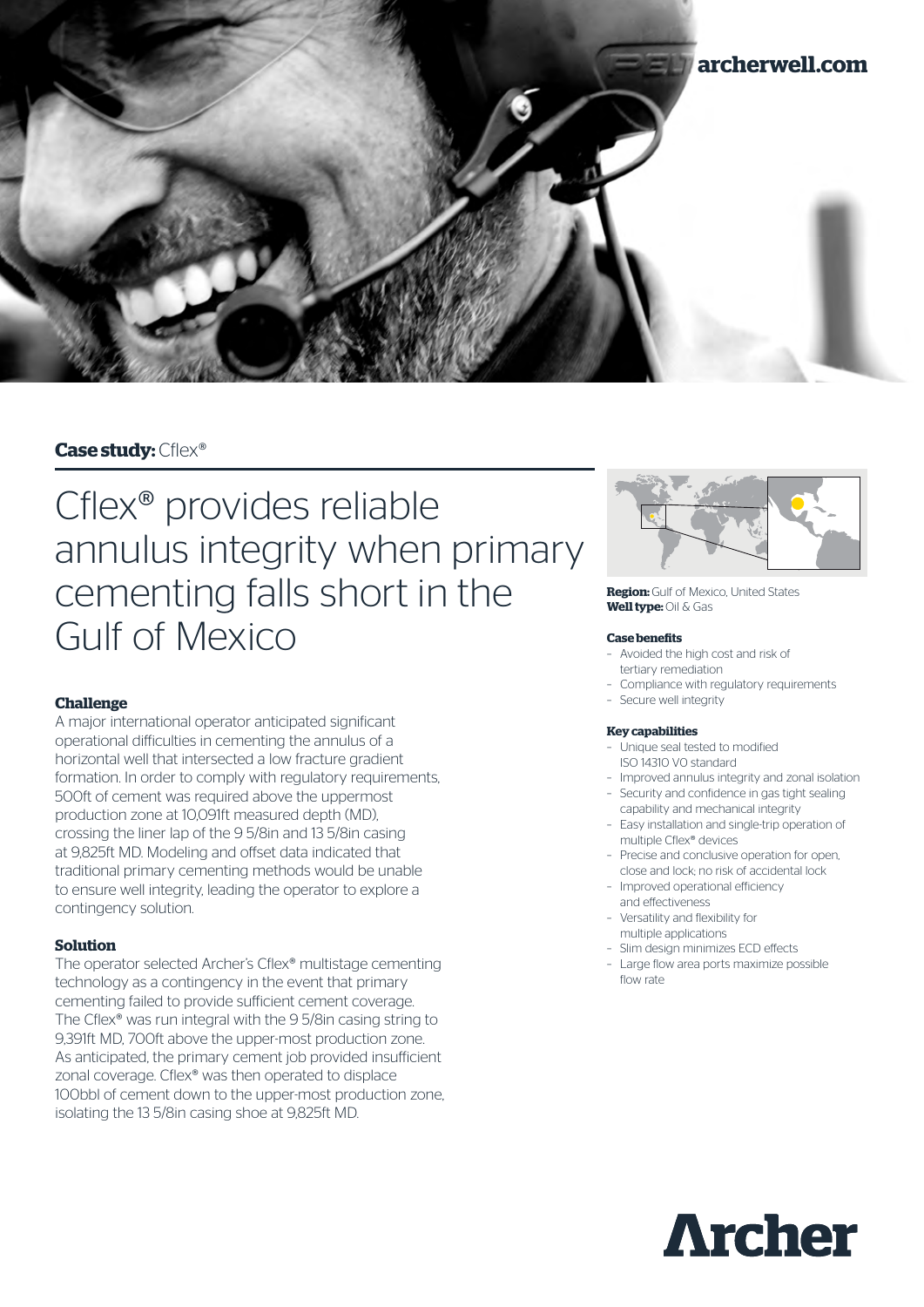archerwell.com

**Case study:** Cflex®

# Cflex® provides reliable annulus integrity when primary cementing falls short in the Gulf of Mexico

### Challenge

A major international operator anticipated significant operational difficulties in cementing the annulus of a horizontal well that intersected a low fracture gradient formation. In order to comply with regulatory requirements, 500ft of cement was required above the uppermost production zone at 10,091ft measured depth (MD), crossing the liner lap of the 9 5/8in and 13 5/8in casing at 9,825ft MD. Modeling and offset data indicated that traditional primary cementing methods would be unable to ensure well integrity, leading the operator to explore a contingency solution.

### Solution

The operator selected Archer's Cflex® multistage cementing technology as a contingency in the event that primary cementing failed to provide sufficient cement coverage. The Cflex® was run integral with the 9 5/8in casing string to 9,391ft MD, 700ft above the upper-most production zone. As anticipated, the primary cement job provided insufficient zonal coverage. Cflex® was then operated to displace 100bbl of cement down to the upper-most production zone, isolating the 13 5/8in casing shoe at 9,825ft MD.

**Region:** Gulf of Mexico, United States
**Well type:** Oil & Gas

**Case benefits**

- Avoided the high cost and risk of tertiary remediation
- Compliance with regulatory requirements
- Secure well integrity

**Key capabilities**

- Unique seal tested to modified ISO 14310 V0 standard
- Improved annulus integrity and zonal isolation
- Security and confidence in gas tight sealing capability and mechanical integrity
- Easy installation and single-trip operation of multiple Cflex® devices
- Precise and conclusive operation for open, close and lock; no risk of accidental lock
- Improved operational efficiency and effectiveness
- Versatility and flexibility for multiple applications
- Slim design minimizes ECD effects
- Large flow area ports maximize possible flow rate

Archer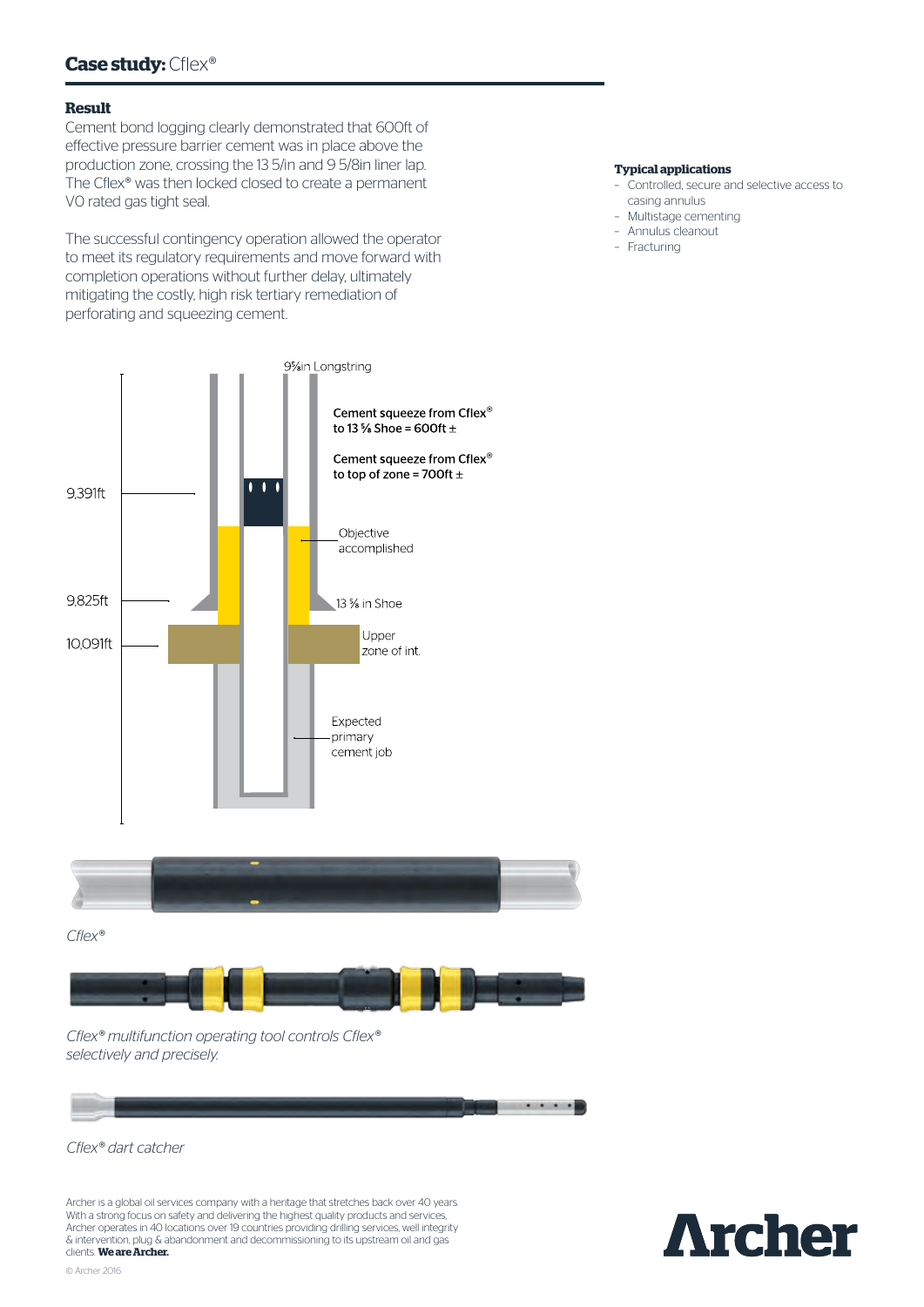## Case study: Cflex®

### Result

Cement bond logging clearly demonstrated that 600ft of effective pressure barrier cement was in place above the production zone, crossing the 13 5/in and 9 5/8in liner lap. The Cflex® was then locked closed to create a permanent V0 rated gas tight seal.

The successful contingency operation allowed the operator to meet its regulatory requirements and move forward with completion operations without further delay, ultimately mitigating the costly, high risk tertiary remediation of perforating and squeezing cement.

**Typical applications**

- Controlled, secure and selective access to casing annulus
- Multistage cementing
- Annulus cleanout
- Fracturing

9⅝in Longstring

Cement squeeze from Cflex® to 13 ⅜ Shoe = 600ft ±

Cement squeeze from Cflex® to top of zone = 700ft ±

9,391ft

Objective accomplished

9,825ft

13 ⅜ in Shoe

10,091ft

Upper zone of int.

Expected primary cement job

*Cflex®*

*Cflex® multifunction operating tool controls Cflex® selectively and precisely.*

*Cflex® dart catcher*

Archer is a global oil services company with a heritage that stretches back over 40 years. With a strong focus on safety and delivering the highest quality products and services, Archer operates in 40 locations over 19 countries providing drilling services, well integrity & intervention, plug & abandonment and decommissioning to its upstream oil and gas clients. **We are Archer.**

© Archer 2016

Archer